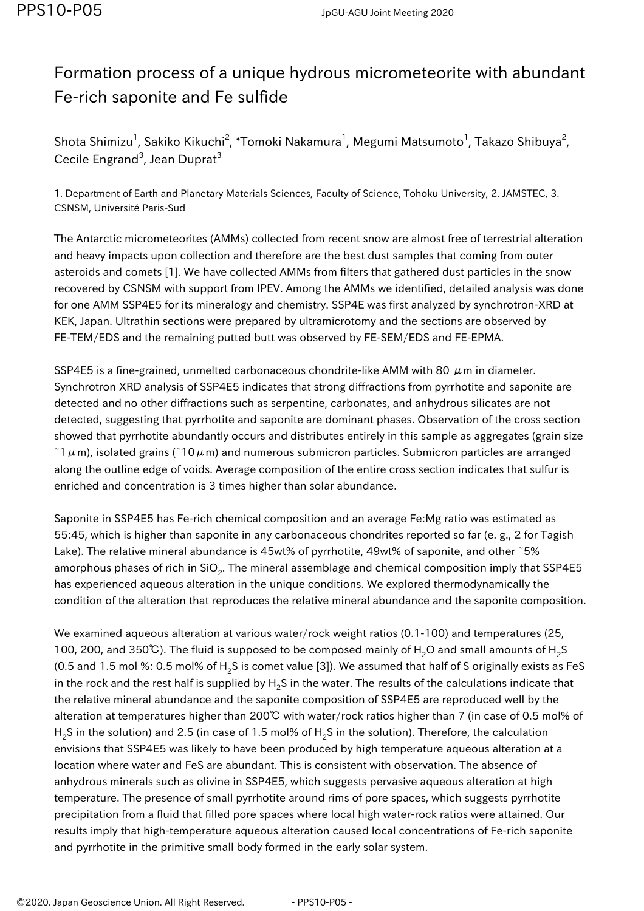# Formation process of a unique hydrous micrometeorite with abundant Fe-rich saponite and Fe sulfide

Shota Shimizu[1], Sakiko Kikuchi[2], *Tomoki Nakamura[1], Megumi Matsumoto[1], Takazo Shibuya[2], Cecile Engrand[3], Jean Duprat[3]

1. Department of Earth and Planetary Materials Sciences, Faculty of Science, Tohoku University, 2. JAMSTEC, 3. CSNSM, Université Paris-Sud

The Antarctic micrometeorites (AMMs) collected from recent snow are almost free of terrestrial alteration and heavy impacts upon collection and therefore are the best dust samples that coming from outer asteroids and comets [1]. We have collected AMMs from filters that gathered dust particles in the snow recovered by CSNSM with support from IPEV. Among the AMMs we identified, detailed analysis was done for one AMM SSP4E5 for its mineralogy and chemistry. SSP4E was first analyzed by synchrotron-XRD at KEK, Japan. Ultrathin sections were prepared by ultramicrotomy and the sections are observed by FE-TEM/EDS and the remaining putted butt was observed by FE-SEM/EDS and FE-EPMA.

SSP4E5 is a fine-grained, unmelted carbonaceous chondrite-like AMM with 80 $\mu$m in diameter. Synchrotron XRD analysis of SSP4E5 indicates that strong diffractions from pyrrhotite and saponite are detected and no other diffractions such as serpentine, carbonates, and anhydrous silicates are not detected, suggesting that pyrrhotite and saponite are dominant phases. Observation of the cross section showed that pyrrhotite abundantly occurs and distributes entirely in this sample as aggregates (grain size ~1 $\mu$m), isolated grains (~10 $\mu$m) and numerous submicron particles. Submicron particles are arranged along the outline edge of voids. Average composition of the entire cross section indicates that sulfur is enriched and concentration is 3 times higher than solar abundance.

Saponite in SSP4E5 has Fe-rich chemical composition and an average Fe:Mg ratio was estimated as 55:45, which is higher than saponite in any carbonaceous chondrites reported so far (e. g., 2 for Tagish Lake). The relative mineral abundance is 45wt% of pyrrhotite, 49wt% of saponite, and other ~5% amorphous phases of rich in $SiO_2$. The mineral assemblage and chemical composition imply that SSP4E5 has experienced aqueous alteration in the unique conditions. We explored thermodynamically the condition of the alteration that reproduces the relative mineral abundance and the saponite composition.

We examined aqueous alteration at various water/rock weight ratios (0.1-100) and temperatures (25, 100, 200, and 350℃). The fluid is supposed to be composed mainly of $H_2O$ and small amounts of $H_2S$ (0.5 and 1.5 mol %: 0.5 mol% of $H_2S$ is comet value [3]). We assumed that half of S originally exists as FeS in the rock and the rest half is supplied by $H_2S$ in the water. The results of the calculations indicate that the relative mineral abundance and the saponite composition of SSP4E5 are reproduced well by the alteration at temperatures higher than 200℃ with water/rock ratios higher than 7 (in case of 0.5 mol% of $H_2S$ in the solution) and 2.5 (in case of 1.5 mol% of $H_2S$ in the solution). Therefore, the calculation envisions that SSP4E5 was likely to have been produced by high temperature aqueous alteration at a location where water and FeS are abundant. This is consistent with observation. The absence of anhydrous minerals such as olivine in SSP4E5, which suggests pervasive aqueous alteration at high temperature. The presence of small pyrrhotite around rims of pore spaces, which suggests pyrrhotite precipitation from a fluid that filled pore spaces where local high water-rock ratios were attained. Our results imply that high-temperature aqueous alteration caused local concentrations of Fe-rich saponite and pyrrhotite in the primitive small body formed in the early solar system.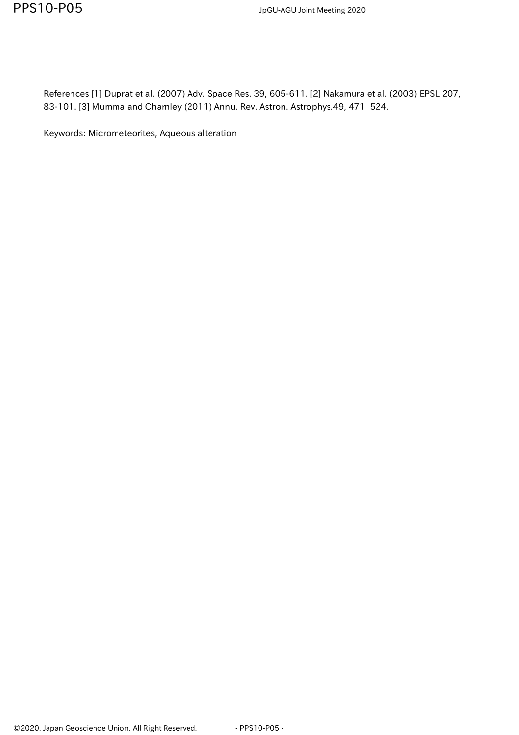References [1] Duprat et al. (2007) Adv. Space Res. 39, 605-611. [2] Nakamura et al. (2003) EPSL 207, 83-101. [3] Mumma and Charnley (2011) Annu. Rev. Astron. Astrophys.49, 471–524.

Keywords: Micrometeorites, Aqueous alteration